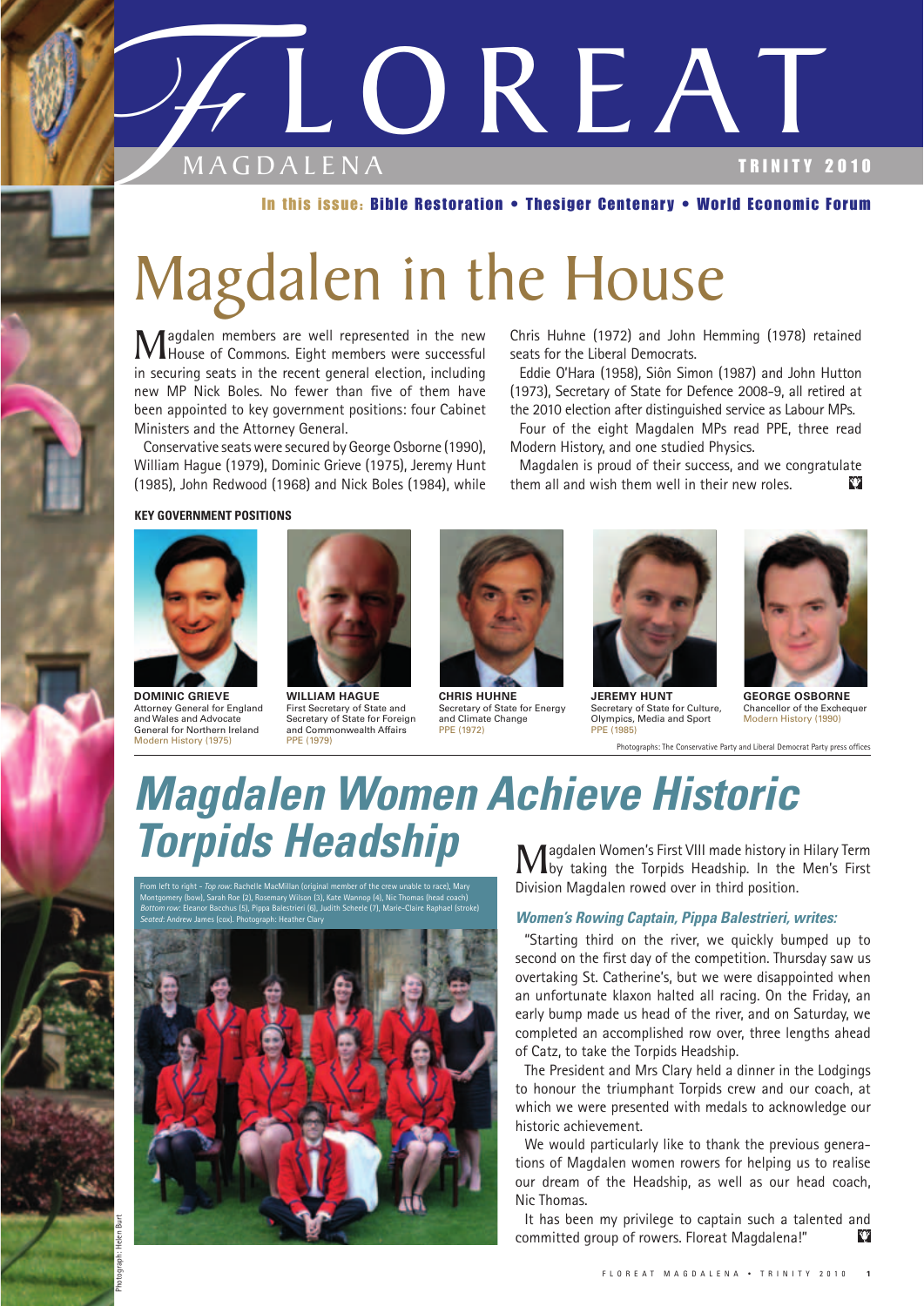# FLOREAT MAGDALENA

TRINITY 2010

**In this issue: Bible Restoration • Thesiger Centenary • World Economic Forum**

# Magdalen in the House

Magdalen members are well represented in the new House of Commons. Eight members were successful in securing seats in the recent general election, including new MP Nick Boles. No fewer than five of them have been appointed to key government positions: four Cabinet Ministers and the Attorney General.

Conservative seats were secured by George Osborne (1990), William Hague (1979), Dominic Grieve (1975), Jeremy Hunt (1985), John Redwood (1968) and Nick Boles (1984), while Chris Huhne (1972) and John Hemming (1978) retained seats for the Liberal Democrats.

Eddie O'Hara (1958), Siôn Simon (1987) and John Hutton (1973), Secretary of State for Defence 2008-9, all retired at the 2010 election after distinguished service as Labour MPs.

Four of the eight Magdalen MPs read PPE, three read Modern History, and one studied Physics.

Magdalen is proud of their success, and we congratulate them all and wish them well in their new roles.

**KEY GOVERNMENT POSITIONS**

**DOMINIC GRIEVE**
Attorney General for England and Wales and Advocate General for Northern Ireland
Modern History (1975)

**WILLIAM HAGUE**
First Secretary of State and Secretary of State for Foreign and Commonwealth Affairs
PPE (1979)

**CHRIS HUHNE**
Secretary of State for Energy and Climate Change
PPE (1972)

**JEREMY HUNT**
Secretary of State for Culture, Olympics, Media and Sport
PPE (1985)

**GEORGE OSBORNE**
Chancellor of the Exchequer
Modern History (1990)

Photographs: The Conservative Party and Liberal Democrat Party press offices

# *Magdalen Women Achieve Historic Torpids Headship*

From left to right - *Top row*: Rachelle MacMillan (original member of the crew unable to race), Mary Montgomery (bow), Sarah Roe (2), Rosemary Wilson (3), Kate Wannop (4), Nic Thomas (head coach)
*Bottom row*: Eleanor Bacchus (5), Pippa Balestrieri (6), Judith Scheele (7), Marie-Claire Raphael (stroke)
*Seated*: Andrew James (cox). Photograph: Heather Clary

Magdalen Women's First VIII made history in Hilary Term by taking the Torpids Headship. In the Men's First Division Magdalen rowed over in third position.

### *Women's Rowing Captain, Pippa Balestrieri, writes:*

"Starting third on the river, we quickly bumped up to second on the first day of the competition. Thursday saw us overtaking St. Catherine's, but we were disappointed when an unfortunate klaxon halted all racing. On the Friday, an early bump made us head of the river, and on Saturday, we completed an accomplished row over, three lengths ahead of Catz, to take the Torpids Headship.

The President and Mrs Clary held a dinner in the Lodgings to honour the triumphant Torpids crew and our coach, at which we were presented with medals to acknowledge our historic achievement.

We would particularly like to thank the previous generations of Magdalen women rowers for helping us to realise our dream of the Headship, as well as our head coach, Nic Thomas.

It has been my privilege to captain such a talented and committed group of rowers. Floreat Magdalena!"

Photograph: Helen Burt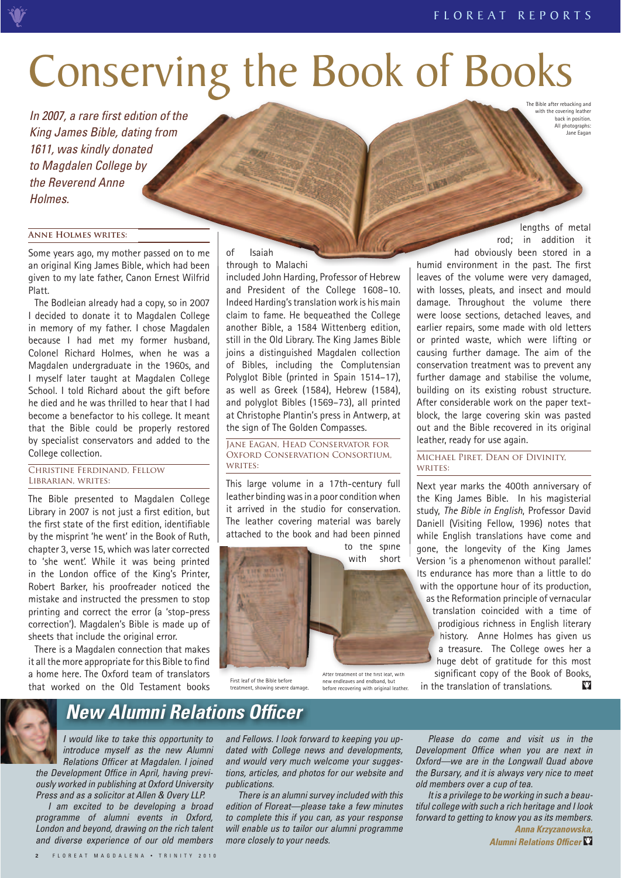# Conserving the Book of Books

*In 2007, a rare first edition of the King James Bible, dating from 1611, was kindly donated to Magdalen College by the Reverend Anne Holmes.*

The Bible after rebacking and with the covering leather back in position. All photographs: Jane Eagan

#### Anne Holmes writes:

Some years ago, my mother passed on to me an original King James Bible, which had been given to my late father, Canon Ernest Wilfrid Platt.

The Bodleian already had a copy, so in 2007 I decided to donate it to Magdalen College in memory of my father. I chose Magdalen because I had met my former husband, Colonel Richard Holmes, when he was a Magdalen undergraduate in the 1960s, and I myself later taught at Magdalen College School. I told Richard about the gift before he died and he was thrilled to hear that I had become a benefactor to his college. It meant that the Bible could be properly restored by specialist conservators and added to the College collection.

#### Christine Ferdinand, Fellow Librarian, writes:

The Bible presented to Magdalen College Library in 2007 is not just a first edition, but the first state of the first edition, identifiable by the misprint 'he went' in the Book of Ruth, chapter 3, verse 15, which was later corrected to 'she went'. While it was being printed in the London office of the King's Printer, Robert Barker, his proofreader noticed the mistake and instructed the pressmen to stop printing and correct the error (a 'stop-press correction'). Magdalen's Bible is made up of sheets that include the original error.

There is a Magdalen connection that makes it all the more appropriate for this Bible to find a home here. The Oxford team of translators that worked on the Old Testament books of Isaiah through to Malachi included John Harding, Professor of Hebrew and President of the College 1608–10. Indeed Harding's translation work is his main claim to fame. He bequeathed the College another Bible, a 1584 Wittenberg edition, still in the Old Library. The King James Bible joins a distinguished Magdalen collection of Bibles, including the Complutensian Polyglot Bible (printed in Spain 1514–17), as well as Greek (1584), Hebrew (1584), and polyglot Bibles (1569–73), all printed at Christophe Plantin's press in Antwerp, at the sign of The Golden Compasses.

#### Jane Eagan, Head Conservator for Oxford Conservation Consortium, writes:

This large volume in a 17th-century full leather binding was in a poor condition when it arrived in the studio for conservation. The leather covering material was barely attached to the book and had been pinned to the spine with short lengths of metal rod; in addition it had obviously been stored in a humid environment in the past. The first leaves of the volume were very damaged, with losses, pleats, and insect and mould damage. Throughout the volume there were loose sections, detached leaves, and earlier repairs, some made with old letters or printed waste, which were lifting or causing further damage. The aim of the conservation treatment was to prevent any further damage and stabilise the volume, building on its existing robust structure. After considerable work on the paper text-block, the large covering skin was pasted out and the Bible recovered in its original leather, ready for use again.

First leaf of the Bible before treatment, showing severe damage.

After treatment of the first leaf, with new endleaves and endband, but before recovering with original leather.

#### Michael Piret, Dean of Divinity, writes:

Next year marks the 400th anniversary of the King James Bible. In his magisterial study, *The Bible in English*, Professor David Daniell (Visiting Fellow, 1996) notes that while English translations have come and gone, the longevity of the King James Version 'is a phenomenon without parallel.' Its endurance has more than a little to do with the opportune hour of its production, as the Reformation principle of vernacular translation coincided with a time of prodigious richness in English literary history. Anne Holmes has given us a treasure. The College owes her a huge debt of gratitude for this most significant copy of the Book of Books, in the translation of translations.

## New Alumni Relations Officer

*I would like to take this opportunity to introduce myself as the new Alumni Relations Officer at Magdalen. I joined the Development Office in April, having previously worked in publishing at Oxford University Press and as a solicitor at Allen & Overy LLP.*

*I am excited to be developing a broad programme of alumni events in Oxford, London and beyond, drawing on the rich talent and diverse experience of our old members and Fellows. I look forward to keeping you updated with College news and developments, and would very much welcome your suggestions, articles, and photos for our website and publications.*

*There is an alumni survey included with this edition of Floreat—please take a few minutes to complete this if you can, as your response will enable us to tailor our alumni programme more closely to your needs.*

*Please do come and visit us in the Development Office when you are next in Oxford—we are in the Longwall Quad above the Bursary, and it is always very nice to meet old members over a cup of tea.*

*It is a privilege to be working in such a beautiful college with such a rich heritage and I look forward to getting to know you as its members.*

***Anna Krzyzanowska, Alumni Relations Officer***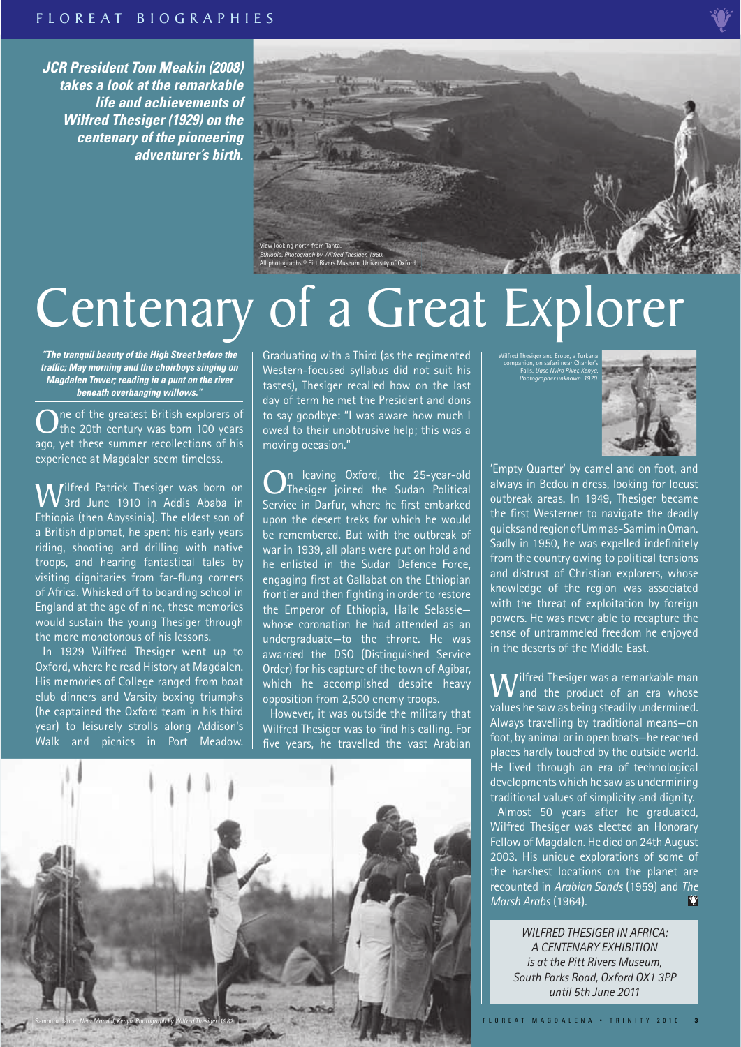*JCR President Tom Meakin (2008) takes a look at the remarkable life and achievements of Wilfred Thesiger (1929) on the centenary of the pioneering adventurer's birth.*

View looking north from Tanta. *Ethiopia. Photograph by Wilfred Thesiger. 1960.* All photographs © Pitt Rivers Museum, University of Oxford

# Centenary of a Great Explorer

***"The tranquil beauty of the High Street before the traffic; May morning and the choirboys singing on Magdalen Tower; reading in a punt on the river beneath overhanging willows."***

One of the greatest British explorers of the 20th century was born 100 years ago, yet these summer recollections of his experience at Magdalen seem timeless.

Wilfred Patrick Thesiger was born on 3rd June 1910 in Addis Ababa in Ethiopia (then Abyssinia). The eldest son of a British diplomat, he spent his early years riding, shooting and drilling with native troops, and hearing fantastical tales by visiting dignitaries from far-flung corners of Africa. Whisked off to boarding school in England at the age of nine, these memories would sustain the young Thesiger through the more monotonous of his lessons.

In 1929 Wilfred Thesiger went up to Oxford, where he read History at Magdalen. His memories of College ranged from boat club dinners and Varsity boxing triumphs (he captained the Oxford team in his third year) to leisurely strolls along Addison's Walk and picnics in Port Meadow. Graduating with a Third (as the regimented Western-focused syllabus did not suit his tastes), Thesiger recalled how on the last day of term he met the President and dons to say goodbye: "I was aware how much I owed to their unobtrusive help; this was a moving occasion."

On leaving Oxford, the 25-year-old Thesiger joined the Sudan Political Service in Darfur, where he first embarked upon the desert treks for which he would be remembered. But with the outbreak of war in 1939, all plans were put on hold and he enlisted in the Sudan Defence Force, engaging first at Gallabat on the Ethiopian frontier and then fighting in order to restore the Emperor of Ethiopia, Haile Selassie—whose coronation he had attended as an undergraduate—to the throne. He was awarded the DSO (Distinguished Service Order) for his capture of the town of Agibar, which he accomplished despite heavy opposition from 2,500 enemy troops.

However, it was outside the military that Wilfred Thesiger was to find his calling. For five years, he travelled the vast Arabian 'Empty Quarter' by camel and on foot, and always in Bedouin dress, looking for locust outbreak areas. In 1949, Thesiger became the first Westerner to navigate the deadly quicksand region of Umm as-Samim in Oman. Sadly in 1950, he was expelled indefinitely from the country owing to political tensions and distrust of Christian explorers, whose knowledge of the region was associated with the threat of exploitation by foreign powers. He was never able to recapture the sense of untrammeled freedom he enjoyed in the deserts of the Middle East.

Wilfred Thesiger and Erope, a Turkana companion, on safari near Chanler's Falls. *Uaso Nyiro River, Kenya. Photographer unknown. 1970.*

Wilfred Thesiger was a remarkable man and the product of an era whose values he saw as being steadily undermined. Always travelling by traditional means—on foot, by animal or in open boats—he reached places hardly touched by the outside world. He lived through an era of technological developments which he saw as undermining traditional values of simplicity and dignity.

Almost 50 years after he graduated, Wilfred Thesiger was elected an Honorary Fellow of Magdalen. He died on 24th August 2003. His unique explorations of some of the harshest locations on the planet are recounted in *Arabian Sands* (1959) and *The Marsh Arabs* (1964).

Samburu dance. *Near Maralal, Kenya. Photograph by Wilfred Thesiger. 1982.*

*WILFRED THESIGER IN AFRICA: A CENTENARY EXHIBITION is at the Pitt Rivers Museum, South Parks Road, Oxford OX1 3PP until 5th June 2011*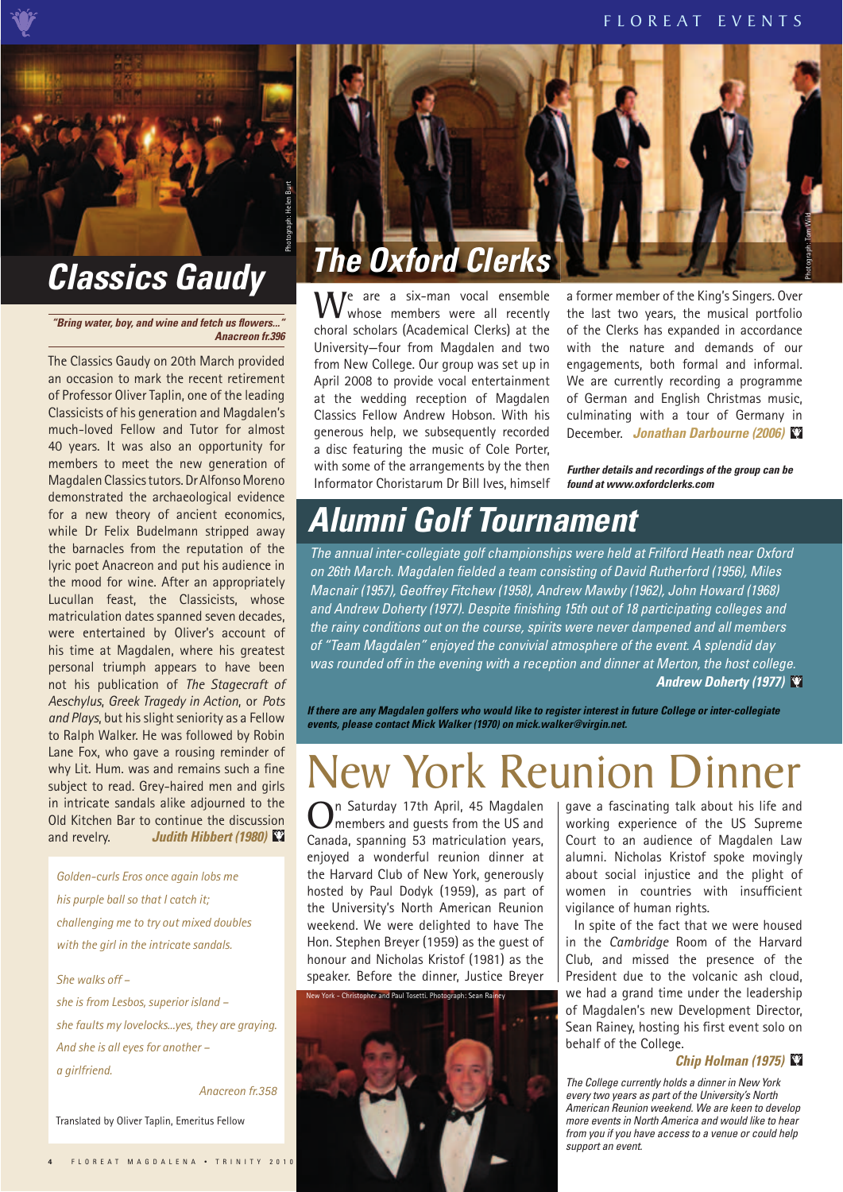## Classics Gaudy

***"Bring water, boy, and wine and fetch us flowers..."***
***Anacreon fr.396***

The Classics Gaudy on 20th March provided an occasion to mark the recent retirement of Professor Oliver Taplin, one of the leading Classicists of his generation and Magdalen's much-loved Fellow and Tutor for almost 40 years. It was also an opportunity for members to meet the new generation of Magdalen Classics tutors. Dr Alfonso Moreno demonstrated the archaeological evidence for a new theory of ancient economics, while Dr Felix Budelmann stripped away the barnacles from the reputation of the lyric poet Anacreon and put his audience in the mood for wine. After an appropriately Lucullan feast, the Classicists, whose matriculation dates spanned seven decades, were entertained by Oliver's account of his time at Magdalen, where his greatest personal triumph appears to have been not his publication of *The Stagecraft of Aeschylus*, *Greek Tragedy in Action*, or *Pots and Plays*, but his slight seniority as a Fellow to Ralph Walker. He was followed by Robin Lane Fox, who gave a rousing reminder of why Lit. Hum. was and remains such a fine subject to read. Grey-haired men and girls in intricate sandals alike adjourned to the Old Kitchen Bar to continue the discussion and revelry. ***Judith Hibbert (1980)***

*Golden-curls Eros once again lobs me*
*his purple ball so that I catch it;*
*challenging me to try out mixed doubles*
*with the girl in the intricate sandals.*

*She walks off –*
*she is from Lesbos, superior island –*
*she faults my lovelocks...yes, they are graying.*
*And she is all eyes for another –*
*a girlfriend.*

*Anacreon fr.358*

Translated by Oliver Taplin, Emeritus Fellow

## The Oxford Clerks

We are a six-man vocal ensemble whose members were all recently choral scholars (Academical Clerks) at the University—four from Magdalen and two from New College. Our group was set up in April 2008 to provide vocal entertainment at the wedding reception of Magdalen Classics Fellow Andrew Hobson. With his generous help, we subsequently recorded a disc featuring the music of Cole Porter, with some of the arrangements by the then Informator Choristarum Dr Bill Ives, himself a former member of the King's Singers. Over the last two years, the musical portfolio of the Clerks has expanded in accordance with the nature and demands of our engagements, both formal and informal. We are currently recording a programme of German and English Christmas music, culminating with a tour of Germany in December. ***Jonathan Darbourne (2006)***

***Further details and recordings of the group can be found at www.oxfordclerks.com***

## Alumni Golf Tournament

*The annual inter-collegiate golf championships were held at Frilford Heath near Oxford on 26th March. Magdalen fielded a team consisting of David Rutherford (1956), Miles Macnair (1957), Geoffrey Fitchew (1958), Andrew Mawby (1962), John Howard (1968) and Andrew Doherty (1977). Despite finishing 15th out of 18 participating colleges and the rainy conditions out on the course, spirits were never dampened and all members of "Team Magdalen" enjoyed the convivial atmosphere of the event. A splendid day was rounded off in the evening with a reception and dinner at Merton, the host college.*
***Andrew Doherty (1977)***

***If there are any Magdalen golfers who would like to register interest in future College or inter-collegiate events, please contact Mick Walker (1970) on mick.walker@virgin.net.***

# New York Reunion Dinner

On Saturday 17th April, 45 Magdalen members and guests from the US and Canada, spanning 53 matriculation years, enjoyed a wonderful reunion dinner at the Harvard Club of New York, generously hosted by Paul Dodyk (1959), as part of the University's North American Reunion weekend. We were delighted to have The Hon. Stephen Breyer (1959) as the guest of honour and Nicholas Kristof (1981) as the speaker. Before the dinner, Justice Breyer gave a fascinating talk about his life and working experience of the US Supreme Court to an audience of Magdalen Law alumni. Nicholas Kristof spoke movingly about social injustice and the plight of women in countries with insufficient vigilance of human rights.

In spite of the fact that we were housed in the *Cambridge* Room of the Harvard Club, and missed the presence of the President due to the volcanic ash cloud, we had a grand time under the leadership of Magdalen's new Development Director, Sean Rainey, hosting his first event solo on behalf of the College.

***Chip Holman (1975)***

New York - Christopher and Paul Tosetti. Photograph: Sean Rainey

*The College currently holds a dinner in New York every two years as part of the University's North American Reunion weekend. We are keen to develop more events in North America and would like to hear from you if you have access to a venue or could help support an event.*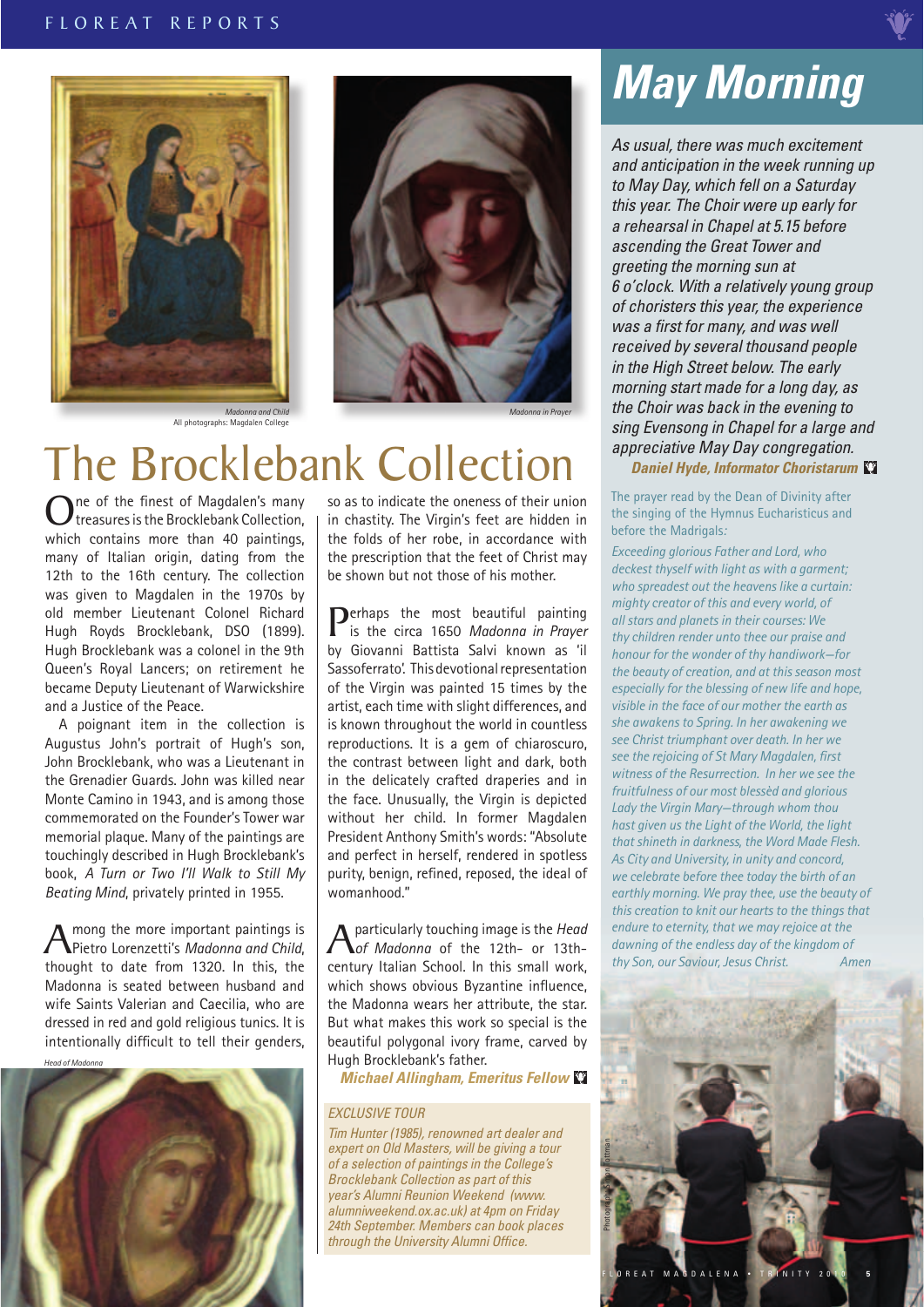Madonna and Child
All photographs: Magdalen College

Madonna in Prayer

# The Brocklebank Collection

One of the finest of Magdalen's many treasures is the Brocklebank Collection, which contains more than 40 paintings, many of Italian origin, dating from the 12th to the 16th century. The collection was given to Magdalen in the 1970s by old member Lieutenant Colonel Richard Hugh Royds Brocklebank, DSO (1899). Hugh Brocklebank was a colonel in the 9th Queen's Royal Lancers; on retirement he became Deputy Lieutenant of Warwickshire and a Justice of the Peace.

A poignant item in the collection is Augustus John's portrait of Hugh's son, John Brocklebank, who was a Lieutenant in the Grenadier Guards. John was killed near Monte Camino in 1943, and is among those commemorated on the Founder's Tower war memorial plaque. Many of the paintings are touchingly described in Hugh Brocklebank's book, *A Turn or Two I'll Walk to Still My Beating Mind*, privately printed in 1955.

Among the more important paintings is Pietro Lorenzetti's *Madonna and Child*, thought to date from 1320. In this, the Madonna is seated between husband and wife Saints Valerian and Caecilia, who are dressed in red and gold religious tunics. It is intentionally difficult to tell their genders, so as to indicate the oneness of their union in chastity. The Virgin's feet are hidden in the folds of her robe, in accordance with the prescription that the feet of Christ may be shown but not those of his mother.

Head of Madonna

Perhaps the most beautiful painting is the circa 1650 *Madonna in Prayer* by Giovanni Battista Salvi known as 'il Sassoferrato'. This devotional representation of the Virgin was painted 15 times by the artist, each time with slight differences, and is known throughout the world in countless reproductions. It is a gem of chiaroscuro, the contrast between light and dark, both in the delicately crafted draperies and in the face. Unusually, the Virgin is depicted without her child. In former Magdalen President Anthony Smith's words: "Absolute and perfect in herself, rendered in spotless purity, benign, refined, reposed, the ideal of womanhood."

A particularly touching image is the *Head of Madonna* of the 12th- or 13th-century Italian School. In this small work, which shows obvious Byzantine influence, the Madonna wears her attribute, the star. But what makes this work so special is the beautiful polygonal ivory frame, carved by Hugh Brocklebank's father.

***Michael Allingham, Emeritus Fellow***

*EXCLUSIVE TOUR*

*Tim Hunter (1985), renowned art dealer and expert on Old Masters, will be giving a tour of a selection of paintings in the College's Brocklebank Collection as part of this year's Alumni Reunion Weekend (www.alumniweekend.ox.ac.uk) at 4pm on Friday 24th September. Members can book places through the University Alumni Office.*

# *May Morning*

*As usual, there was much excitement and anticipation in the week running up to May Day, which fell on a Saturday this year. The Choir were up early for a rehearsal in Chapel at 5.15 before ascending the Great Tower and greeting the morning sun at 6 o'clock. With a relatively young group of choristers this year, the experience was a first for many, and was well received by several thousand people in the High Street below. The early morning start made for a long day, as the Choir was back in the evening to sing Evensong in Chapel for a large and appreciative May Day congregation.*

***Daniel Hyde, Informator Choristarum***

The prayer read by the Dean of Divinity after the singing of the Hymnus Eucharisticus and before the Madrigals:

*Exceeding glorious Father and Lord, who deckest thyself with light as with a garment; who spreadest out the heavens like a curtain: mighty creator of this and every world, of all stars and planets in their courses: We thy children render unto thee our praise and honour for the wonder of thy handiwork—for the beauty of creation, and at this season most especially for the blessing of new life and hope, visible in the face of our mother the earth as she awakens to Spring. In her awakening we see Christ triumphant over death. In her we see the rejoicing of St Mary Magdalen, first witness of the Resurrection. In her we see the fruitfulness of our most blessèd and glorious Lady the Virgin Mary—through whom thou hast given us the Light of the World, the light that shineth in darkness, the Word Made Flesh. As City and University, in unity and concord, we celebrate before thee today the birth of an earthly morning. We pray thee, use the beauty of this creation to knit our hearts to the things that endure to eternity, that we may rejoice at the dawning of the endless day of the kingdom of thy Son, our Saviour, Jesus Christ. Amen*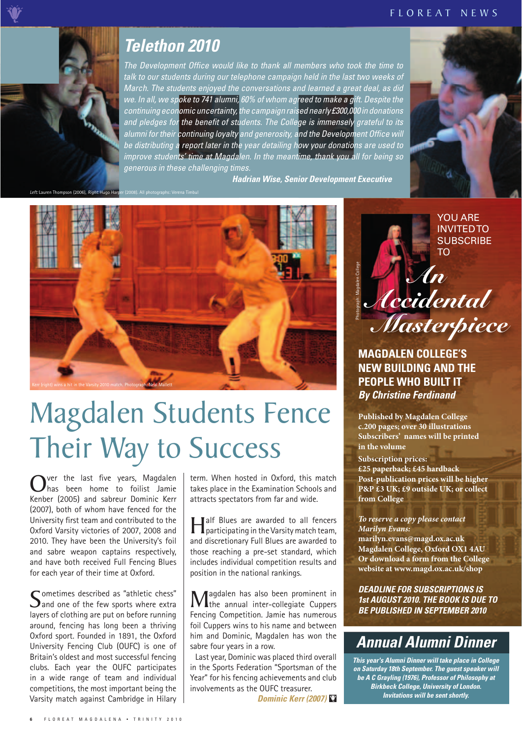## Telethon 2010

*The Development Office would like to thank all members who took the time to talk to our students during our telephone campaign held in the last two weeks of March. The students enjoyed the conversations and learned a great deal, as did we. In all, we spoke to 741 alumni, 60% of whom agreed to make a gift. Despite the continuing economic uncertainty, the campaign raised nearly £300,000 in donations and pledges for the benefit of students. The College is immensely grateful to its alumni for their continuing loyalty and generosity, and the Development Office will be distributing a report later in the year detailing how your donations are used to improve students' time at Magdalen. In the meantime, thank you all for being so generous in these challenging times.*

***Hadrian Wise, Senior Development Executive***

*Left:* Lauren Thompson (2006), *Right:* Hugo Harper (2008). All photographs: Verena Timbul

Kerr (right) wins a hit in the Varsity 2010 match. Photograph: Neal Mallett

# Magdalen Students Fence Their Way to Success

Over the last five years, Magdalen has been home to foilist Jamie Kenber (2005) and sabreur Dominic Kerr (2007), both of whom have fenced for the University first team and contributed to the Oxford Varsity victories of 2007, 2008 and 2010. They have been the University's foil and sabre weapon captains respectively, and have both received Full Fencing Blues for each year of their time at Oxford.

Sometimes described as "athletic chess" and one of the few sports where extra layers of clothing are put on before running around, fencing has long been a thriving Oxford sport. Founded in 1891, the Oxford University Fencing Club (OUFC) is one of Britain's oldest and most successful fencing clubs. Each year the OUFC participates in a wide range of team and individual competitions, the most important being the Varsity match against Cambridge in Hilary term. When hosted in Oxford, this match takes place in the Examination Schools and attracts spectators from far and wide.

Half Blues are awarded to all fencers participating in the Varsity match team, and discretionary Full Blues are awarded to those reaching a pre-set standard, which includes individual competition results and position in the national rankings.

Magdalen has also been prominent in the annual inter-collegiate Cuppers Fencing Competition. Jamie has numerous foil Cuppers wins to his name and between him and Dominic, Magdalen has won the sabre four years in a row.

Last year, Dominic was placed third overall in the Sports Federation "Sportsman of the Year" for his fencing achievements and club involvements as the OUFC treasurer.

***Dominic Kerr (2007)***

---

YOU ARE INVITED TO SUBSCRIBE TO

## *An Accidental Masterpiece*

Photograph: Magdalen College

### MAGDALEN COLLEGE'S NEW BUILDING AND THE PEOPLE WHO BUILT IT

***By Christine Ferdinand***

**Published by Magdalen College**
**c.200 pages; over 30 illustrations**
**Subscribers' names will be printed in the volume**

**Subscription prices:**
**£25 paperback; £45 hardback**
**Post-publication prices will be higher**
**P&P £3 UK; £9 outside UK; or collect from College**

***To reserve a copy please contact Marilyn Evans:***
**marilyn.evans@magd.ox.ac.uk**
**Magdalen College, Oxford OX1 4AU**
**Or download a form from the College website at www.magd.ox.ac.uk/shop**

***DEADLINE FOR SUBSCRIPTIONS IS 1st AUGUST 2010. THE BOOK IS DUE TO BE PUBLISHED IN SEPTEMBER 2010***

---

## Annual Alumni Dinner

***This year's Alumni Dinner will take place in College on Saturday 18th September. The guest speaker will be A C Grayling (1976), Professor of Philosophy at Birkbeck College, University of London. Invitations will be sent shortly.***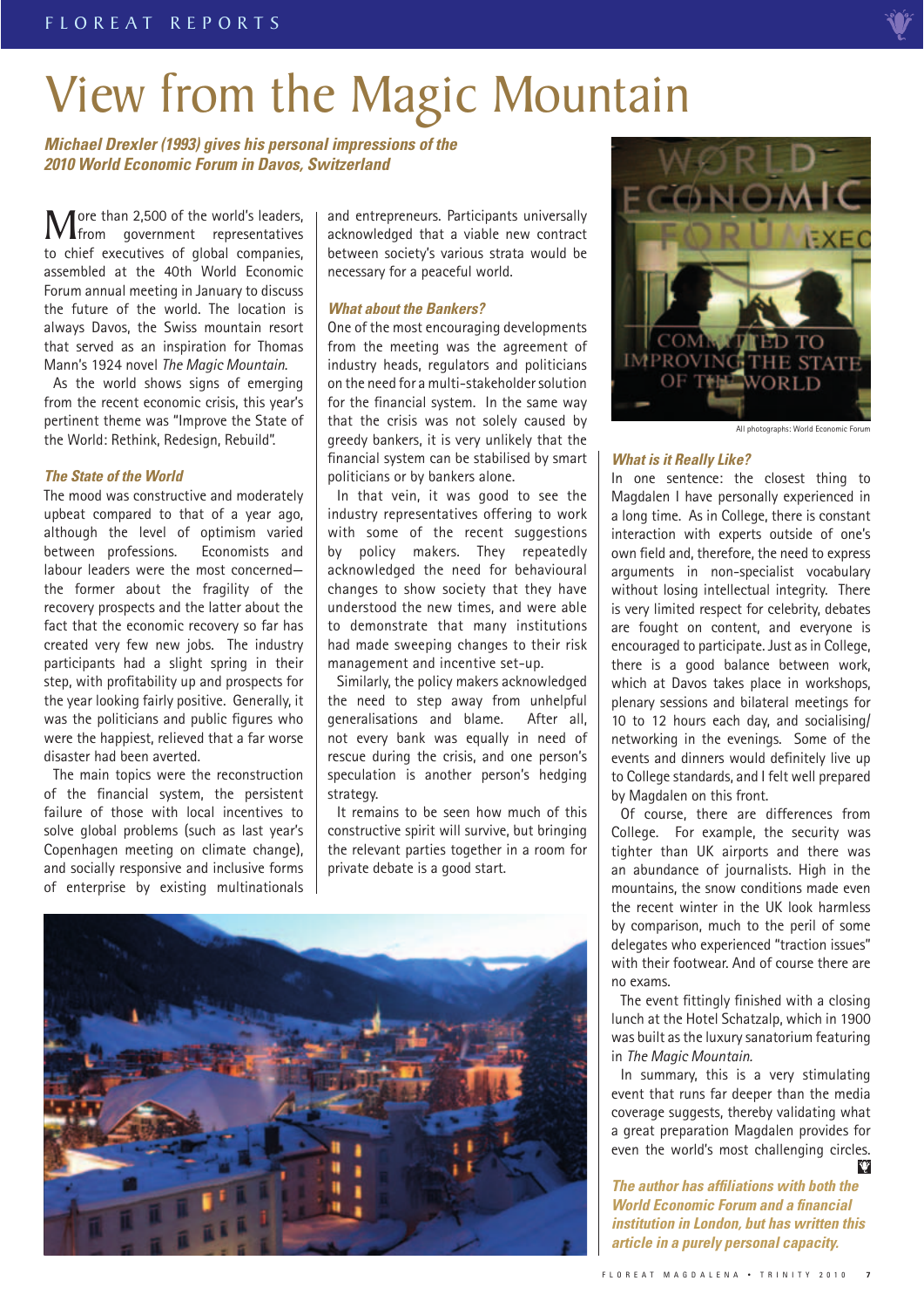# View from the Magic Mountain

***Michael Drexler (1993) gives his personal impressions of the 2010 World Economic Forum in Davos, Switzerland***

More than 2,500 of the world's leaders, from government representatives to chief executives of global companies, assembled at the 40th World Economic Forum annual meeting in January to discuss the future of the world. The location is always Davos, the Swiss mountain resort that served as an inspiration for Thomas Mann's 1924 novel *The Magic Mountain*.

As the world shows signs of emerging from the recent economic crisis, this year's pertinent theme was "Improve the State of the World: Rethink, Redesign, Rebuild".

### *The State of the World*

The mood was constructive and moderately upbeat compared to that of a year ago, although the level of optimism varied between professions. Economists and labour leaders were the most concerned—the former about the fragility of the recovery prospects and the latter about the fact that the economic recovery so far has created very few new jobs. The industry participants had a slight spring in their step, with profitability up and prospects for the year looking fairly positive. Generally, it was the politicians and public figures who were the happiest, relieved that a far worse disaster had been averted.

The main topics were the reconstruction of the financial system, the persistent failure of those with local incentives to solve global problems (such as last year's Copenhagen meeting on climate change), and socially responsive and inclusive forms of enterprise by existing multinationals and entrepreneurs. Participants universally acknowledged that a viable new contract between society's various strata would be necessary for a peaceful world.

### *What about the Bankers?*

One of the most encouraging developments from the meeting was the agreement of industry heads, regulators and politicians on the need for a multi-stakeholder solution for the financial system. In the same way that the crisis was not solely caused by greedy bankers, it is very unlikely that the financial system can be stabilised by smart politicians or by bankers alone.

In that vein, it was good to see the industry representatives offering to work with some of the recent suggestions by policy makers. They repeatedly acknowledged the need for behavioural changes to show society that they have understood the new times, and were able to demonstrate that many institutions had made sweeping changes to their risk management and incentive set-up.

Similarly, the policy makers acknowledged the need to step away from unhelpful generalisations and blame. After all, not every bank was equally in need of rescue during the crisis, and one person's speculation is another person's hedging strategy.

It remains to be seen how much of this constructive spirit will survive, but bringing the relevant parties together in a room for private debate is a good start.

All photographs: World Economic Forum

### *What is it Really Like?*

In one sentence: the closest thing to Magdalen I have personally experienced in a long time. As in College, there is constant interaction with experts outside of one's own field and, therefore, the need to express arguments in non-specialist vocabulary without losing intellectual integrity. There is very limited respect for celebrity, debates are fought on content, and everyone is encouraged to participate. Just as in College, there is a good balance between work, which at Davos takes place in workshops, plenary sessions and bilateral meetings for 10 to 12 hours each day, and socialising/networking in the evenings. Some of the events and dinners would definitely live up to College standards, and I felt well prepared by Magdalen on this front.

Of course, there are differences from College. For example, the security was tighter than UK airports and there was an abundance of journalists. High in the mountains, the snow conditions made even the recent winter in the UK look harmless by comparison, much to the peril of some delegates who experienced "traction issues" with their footwear. And of course there are no exams.

The event fittingly finished with a closing lunch at the Hotel Schatzalp, which in 1900 was built as the luxury sanatorium featuring in *The Magic Mountain*.

In summary, this is a very stimulating event that runs far deeper than the media coverage suggests, thereby validating what a great preparation Magdalen provides for even the world's most challenging circles.

***The author has affiliations with both the World Economic Forum and a financial institution in London, but has written this article in a purely personal capacity.***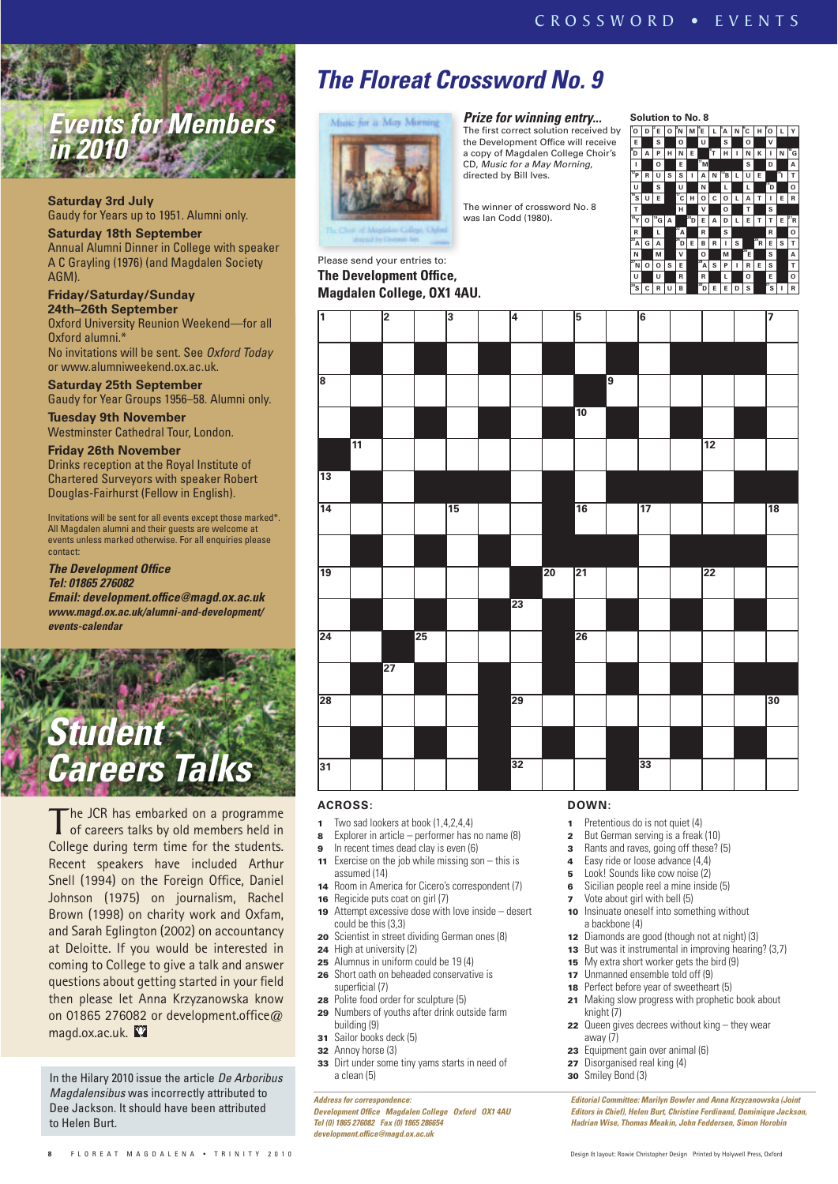# Events for Members in 2010

**Saturday 3rd July**
Gaudy for Years up to 1951. Alumni only.

**Saturday 18th September**
Annual Alumni Dinner in College with speaker A C Grayling (1976) (and Magdalen Society AGM).

**Friday/Saturday/Sunday 24th–26th September**
Oxford University Reunion Weekend—for all Oxford alumni.*
No invitations will be sent. See *Oxford Today* or www.alumniweekend.ox.ac.uk.

**Saturday 25th September**
Gaudy for Year Groups 1956–58. Alumni only.

**Tuesday 9th November**
Westminster Cathedral Tour, London.

**Friday 26th November**
Drinks reception at the Royal Institute of Chartered Surveyors with speaker Robert Douglas-Fairhurst (Fellow in English).

Invitations will be sent for all events except those marked*. All Magdalen alumni and their guests are welcome at events unless marked otherwise. For all enquiries please contact:

***The Development Office***
***Tel: 01865 276082***
***Email: development.office@magd.ox.ac.uk***
***www.magd.ox.ac.uk/alumni-and-development/events-calendar***

# Student Careers Talks

The JCR has embarked on a programme of careers talks by old members held in College during term time for the students. Recent speakers have included Arthur Snell (1994) on the Foreign Office, Daniel Johnson (1975) on journalism, Rachel Brown (1998) on charity work and Oxfam, and Sarah Eglington (2002) on accountancy at Deloitte. If you would be interested in coming to College to give a talk and answer questions about getting started in your field then please let Anna Krzyzanowska know on 01865 276082 or development.office@magd.ox.ac.uk.

In the Hilary 2010 issue the article *De Arboribus Magdalensibus* was incorrectly attributed to Dee Jackson. It should have been attributed to Helen Burt.

# The Floreat Crossword No. 9

## *Prize for winning entry...*

The first correct solution received by the Development Office will receive a copy of Magdalen College Choir's CD, *Music for a May Morning*, directed by Bill Ives.

The winner of crossword No. 8 was Ian Codd (1980).

Please send your entries to:
**The Development Office, Magdalen College, OX1 4AU.**

**Solution to No. 8**

## ACROSS:

- **1** Two sad lookers at book (1,4,2,4,4)
- **8** Explorer in article – performer has no name (8)
- **9** In recent times dead clay is even (6)
- **11** Exercise on the job while missing son – this is assumed (14)
- **14** Room in America for Cicero's correspondent (7)
- **16** Regicide puts coat on girl (7)
- **19** Attempt excessive dose with love inside – desert could be this (3,3)
- **20** Scientist in street dividing German ones (8)
- **24** High at university (2)
- **25** Alumnus in uniform could be 19 (4)
- **26** Short oath on beheaded conservative is superficial (7)
- **28** Polite food order for sculpture (5)
- **29** Numbers of youths after drink outside farm building (9)
- **31** Sailor books deck (5)
- **32** Annoy horse (3)
- **33** Dirt under some tiny yams starts in need of a clean (5)

## DOWN:

- **1** Pretentious do is not quiet (4)
- **2** But German serving is a freak (10)
- **3** Rants and raves, going off these? (5)
- **4** Easy ride or loose advance (4,4)
- **5** Look! Sounds like cow noise (2)
- **6** Sicilian people reel a mine inside (5)
- **7** Vote about girl with bell (5)
- **10** Insinuate oneself into something without a backbone (4)
- **12** Diamonds are good (though not at night) (3)
- **13** But was it instrumental in improving hearing? (3,7)
- **15** My extra short worker gets the bird (9)
- **17** Unmanned ensemble told off (9)
- **18** Perfect before year of sweetheart (5)
- **21** Making slow progress with prophetic book about knight (7)
- **22** Queen gives decrees without king – they wear away (7)
- **23** Equipment gain over animal (6)
- **27** Disorganised real king (4)
- **30** Smiley Bond (3)

***Address for correspondence:***
***Development Office Magdalen College Oxford OX1 4AU***
***Tel (0) 1865 276082 Fax (0) 1865 286654***
***development.office@magd.ox.ac.uk***

***Editorial Committee: Marilyn Bowler and Anna Krzyzanowska (Joint Editors in Chief), Helen Burt, Christine Ferdinand, Dominique Jackson, Hadrian Wise, Thomas Meakin, John Feddersen, Simon Horobin***

Design & layout: Rowie Christopher Design Printed by Holywell Press, Oxford